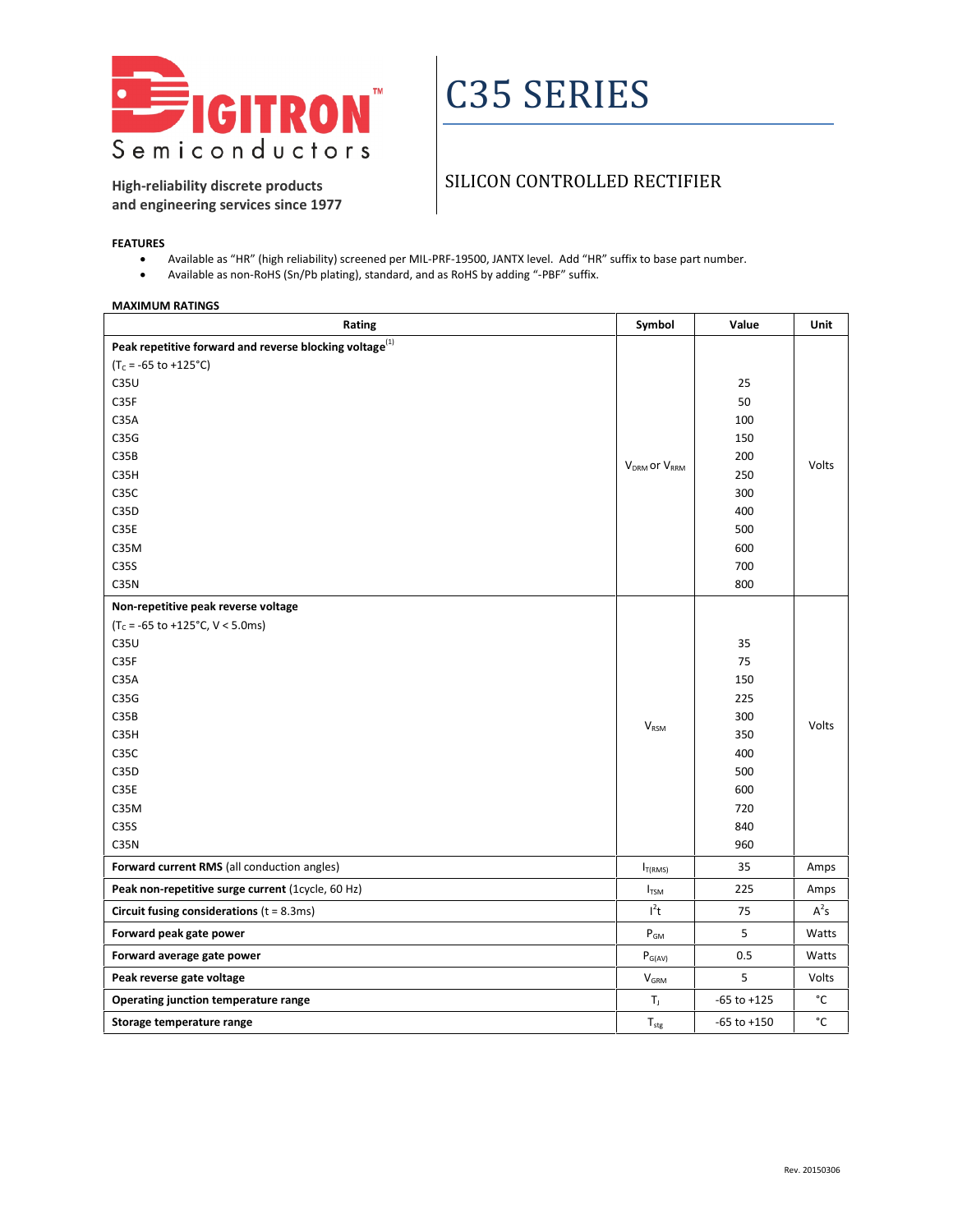DIGITRON™ Semiconductors

High-reliability discrete products and engineering services since 1977

# C35 SERIES

## SILICON CONTROLLED RECTIFIER

**FEATURES**

- Available as "HR" (high reliability) screened per MIL-PRF-19500, JANTX level. Add "HR" suffix to base part number.
- Available as non-RoHS (Sn/Pb plating), standard, and as RoHS by adding "-PBF" suffix.

**MAXIMUM RATINGS**

| Rating | Symbol | Value | Unit |
|---|---|---|---|
| **Peak repetitive forward and reverse blocking voltage**[1] ($T_C$ = -65 to +125°C) | $V_{DRM}$ or $V_{RRM}$ | | Volts |
| C35U | | 25 | |
| C35F | | 50 | |
| C35A | | 100 | |
| C35G | | 150 | |
| C35B | | 200 | |
| C35H | | 250 | |
| C35C | | 300 | |
| C35D | | 400 | |
| C35E | | 500 | |
| C35M | | 600 | |
| C35S | | 700 | |
| C35N | | 800 | |
| **Non-repetitive peak reverse voltage** ($T_C$ = -65 to +125°C, V < 5.0ms) | $V_{RSM}$ | | Volts |
| C35U | | 35 | |
| C35F | | 75 | |
| C35A | | 150 | |
| C35G | | 225 | |
| C35B | | 300 | |
| C35H | | 350 | |
| C35C | | 400 | |
| C35D | | 500 | |
| C35E | | 600 | |
| C35M | | 720 | |
| C35S | | 840 | |
| C35N | | 960 | |
| **Forward current RMS** (all conduction angles) | $I_{T(RMS)}$ | 35 | Amps |
| **Peak non-repetitive surge current** (1cycle, 60 Hz) | $I_{TSM}$ | 225 | Amps |
| **Circuit fusing considerations** (t = 8.3ms) | $I^2t$ | 75 | $A^2s$ |
| **Forward peak gate power** | $P_{GM}$ | 5 | Watts |
| **Forward average gate power** | $P_{G(AV)}$ | 0.5 | Watts |
| **Peak reverse gate voltage** | $V_{GRM}$ | 5 | Volts |
| **Operating junction temperature range** | $T_J$ | -65 to +125 | °C |
| **Storage temperature range** | $T_{stg}$ | -65 to +150 | °C |

Rev. 20150306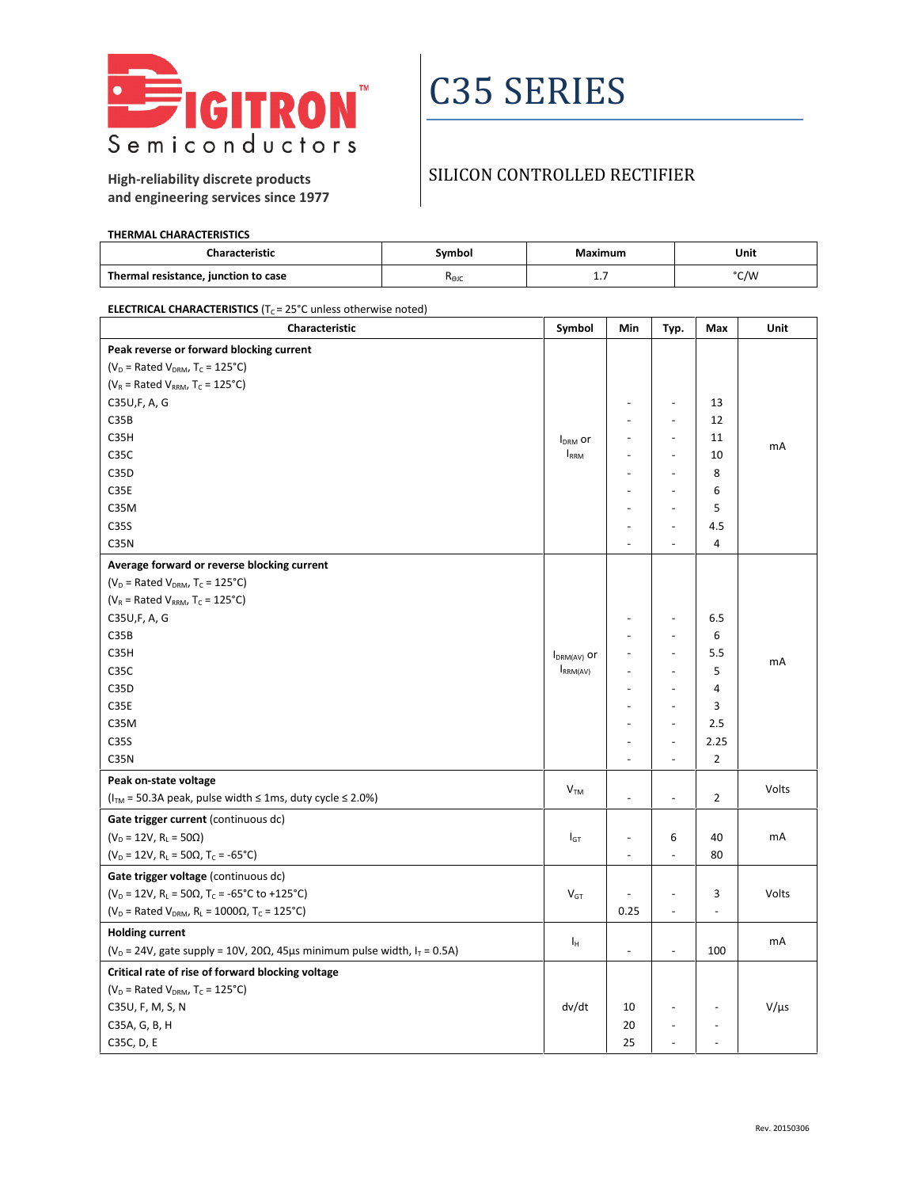# C35 SERIES

## SILICON CONTROLLED RECTIFIER

**THERMAL CHARACTERISTICS**

| Characteristic | Symbol | Maximum | Unit |
|---|---|---|---|
| **Thermal resistance, junction to case** | $R_{\Theta JC}$ | 1.7 | °C/W |

**ELECTRICAL CHARACTERISTICS** ($T_C$ = 25°C unless otherwise noted)

| Characteristic | Symbol | Min | Typ. | Max | Unit |
|---|---|---|---|---|---|
| **Peak reverse or forward blocking current** ($V_D$ = Rated $V_{DRM}$, $T_C$ = 125°C) ($V_R$ = Rated $V_{RRM}$, $T_C$ = 125°C) | $I_{DRM}$ or $I_{RRM}$ | | | | mA |
| C35U,F, A, G | | - | - | 13 | |
| C35B | | - | - | 12 | |
| C35H | | - | - | 11 | |
| C35C | | - | - | 10 | |
| C35D | | - | - | 8 | |
| C35E | | - | - | 6 | |
| C35M | | - | - | 5 | |
| C35S | | - | - | 4.5 | |
| C35N | | - | - | 4 | |
| **Average forward or reverse blocking current** ($V_D$ = Rated $V_{DRM}$, $T_C$ = 125°C) ($V_R$ = Rated $V_{RRM}$, $T_C$ = 125°C) | $I_{DRM(AV)}$ or $I_{RRM(AV)}$ | | | | mA |
| C35U,F, A, G | | - | - | 6.5 | |
| C35B | | - | - | 6 | |
| C35H | | - | - | 5.5 | |
| C35C | | - | - | 5 | |
| C35D | | - | - | 4 | |
| C35E | | - | - | 3 | |
| C35M | | - | - | 2.5 | |
| C35S | | - | - | 2.25 | |
| C35N | | - | - | 2 | |
| **Peak on-state voltage** ($I_{TM}$ = 50.3A peak, pulse width ≤ 1ms, duty cycle ≤ 2.0%) | $V_{TM}$ | - | - | 2 | Volts |
| **Gate trigger current** (continuous dc) ($V_D$ = 12V, $R_L$ = 50Ω) | $I_{GT}$ | - | 6 | 40 | mA |
| ($V_D$ = 12V, $R_L$ = 50Ω, $T_C$ = -65°C) | | - | - | 80 | |
| **Gate trigger voltage** (continuous dc) ($V_D$ = 12V, $R_L$ = 50Ω, $T_C$ = -65°C to +125°C) | $V_{GT}$ | - | - | 3 | Volts |
| ($V_D$ = Rated $V_{DRM}$, $R_L$ = 1000Ω, $T_C$ = 125°C) | | 0.25 | - | - | |
| **Holding current** ($V_D$ = 24V, gate supply = 10V, 20Ω, 45µs minimum pulse width, $I_T$ = 0.5A) | $I_H$ | - | - | 100 | mA |
| **Critical rate of rise of forward blocking voltage** ($V_D$ = Rated $V_{DRM}$, $T_C$ = 125°C) | dv/dt | | | | V/µs |
| C35U, F, M, S, N | | 10 | - | - | |
| C35A, G, B, H | | 20 | - | - | |
| C35C, D, E | | 25 | - | - | |

Rev. 20150306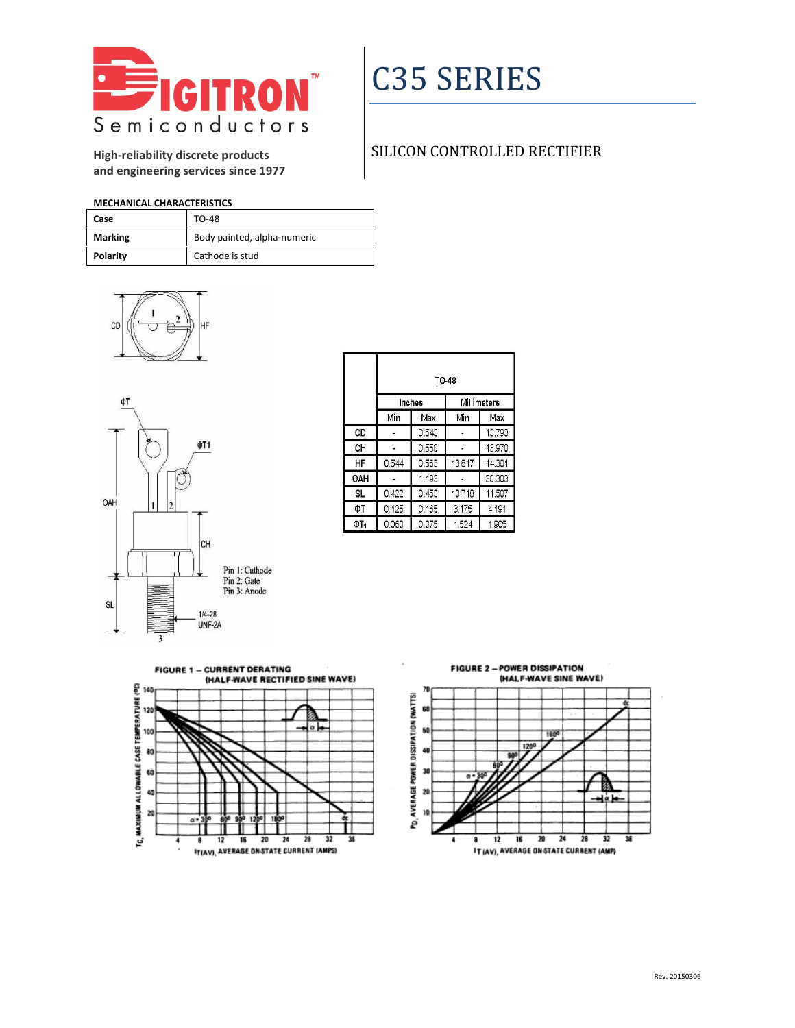# C35 SERIES

High-reliability discrete products
and engineering services since 1977

## SILICON CONTROLLED RECTIFIER

**MECHANICAL CHARACTERISTICS**

| | |
|---|---|
| **Case** | TO-48 |
| **Marking** | Body painted, alpha-numeric |
| **Polarity** | Cathode is stud |

CD
HF
1
2
ΦT
ΦT1
OAH
CH
SL
1/4-28
UNF-2A
3

Pin 1: Cathode
Pin 2: Gate
Pin 3: Anode

| | TO-48 | | | |
|---|---|---|---|---|
| | Inches | | Millimeters | |
| | Min | Max | Min | Max |
| CD | - | 0.543 | - | 13.793 |
| CH | - | 0.550 | - | 13.970 |
| HF | 0.544 | 0.563 | 13.817 | 14.301 |
| OAH | - | 1.193 | - | 30.303 |
| SL | 0.422 | 0.453 | 10.718 | 11.507 |
| ΦT | 0.125 | 0.165 | 3.175 | 4.191 |
| $ΦT_1$ | 0.060 | 0.075 | 1.524 | 1.905 |

FIGURE 1 – CURRENT DERATING
(HALF-WAVE RECTIFIED SINE WAVE)

$T_C$, MAXIMUM ALLOWABLE CASE TEMPERATURE (°C)
140
120
100
80
60
40
20
α = 30° 60° 90° 120° 180° dc
4 8 12 16 20 24 28 32 36
$I_{T(AV)}$, AVERAGE ON-STATE CURRENT (AMPS)

FIGURE 2 – POWER DISSIPATION
(HALF-WAVE SINE WAVE)

$P_D$, AVERAGE POWER DISSIPATION (WATTS)
70
60
50
40
30
20
10
α = 30° 60° 90° 120° 180° dc
4 8 12 16 20 24 28 32 36
$I_{T(AV)}$, AVERAGE ON-STATE CURRENT (AMP)

Rev. 20150306